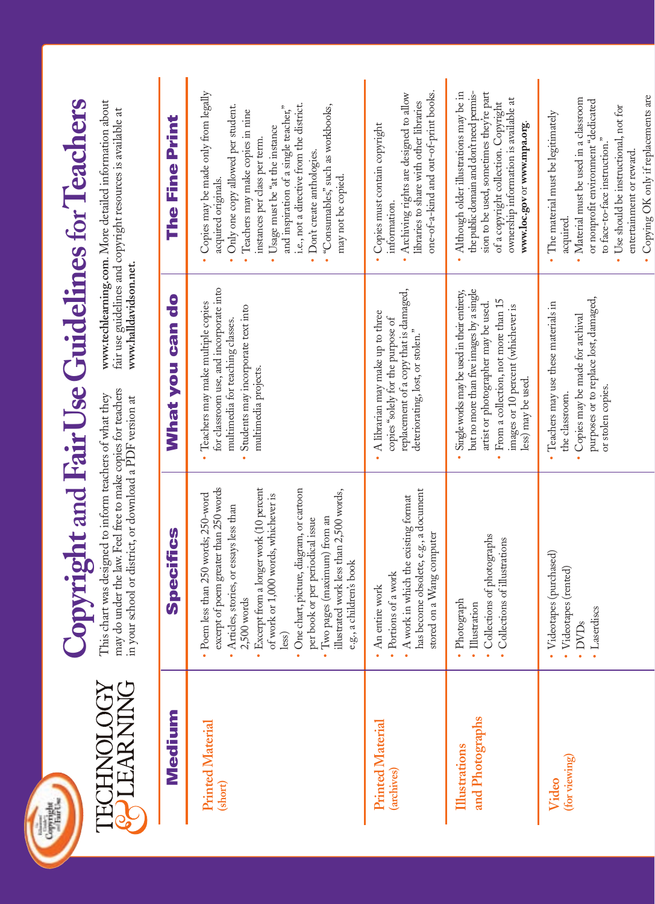TECHNOLOGY & LEARNING

# Copyright and Fair Use Guidelines for Teachers

This chart was designed to inform teachers of what they may do under the law. Feel free to make copies for teachers in your school or district, or download a PDF version at **www.techlearning.com**. More detailed information about fair use guidelines and copyright resources is available at **www.halldavidson.net**.

| Medium | Specifics | What you can do | The Fine Print |
|---|---|---|---|
| **Printed Material** (short) | • Poem less than 250 words; 250-word excerpt of poem greater than 250 words<br>• Articles, stories, or essays less than 2,500 words<br>• Excerpt from a longer work (10 percent of work or 1,000 words, whichever is less)<br>• One chart, picture, diagram, or cartoon per book or per periodical issue<br>• Two pages (maximum) from an illustrated work less than 2,500 words, e.g., a children's book | • Teachers may make multiple copies for classroom use, and incorporate into multimedia for teaching classes.<br>• Students may incorporate text into multimedia projects. | • Copies may be made only from legally acquired originals.<br>• Only one copy allowed per student.<br>• Teachers may make copies in nine instances per class per term.<br>• Usage must be "at the instance and inspiration of a single teacher," i.e., not a directive from the district.<br>• Don't create anthologies.<br>• "Consumables," such as workbooks, may not be copied. |
| **Printed Material** (archives) | • An entire work<br>• Portions of a work<br>• A work in which the existing format has become obsolete, e.g., a document stored on a Wang computer | • A librarian may make up to three copies "solely for the purpose of replacement of a copy that is damaged, deteriorating, lost, or stolen." | • Copies must contain copyright information.<br>• Archiving rights are designed to allow libraries to share with other libraries one-of-a-kind and out-of-print books. |
| **Illustrations and Photographs** | • Photograph<br>• Illustration<br>• Collections of photographs<br>• Collections of illustrations | • Single works may be used in their entirety, but no more than five images by a single artist or photographer may be used.<br>• From a collection, not more than 15 images or 10 percent (whichever is less) may be used. | • Although older illustrations may be in the public domain and don't need permission to be used, sometimes they're part of a copyright collection. Copyright ownership information is available at **www.loc.gov** or **www.mpa.org**. |
| **Video** (for viewing) | • Videotapes (purchased)<br>• Videotapes (rented)<br>• DVDs<br>• Laserdiscs | • Teachers may use these materials in the classroom.<br>• Copies may be made for archival purposes or to replace lost, damaged, or stolen copies. | • The material must be legitimately acquired.<br>• Material must be used in a classroom or nonprofit environment "dedicated to face-to-face instruction."<br>• Use should be instructional, not for entertainment or reward.<br>• Copying OK only if replacements are |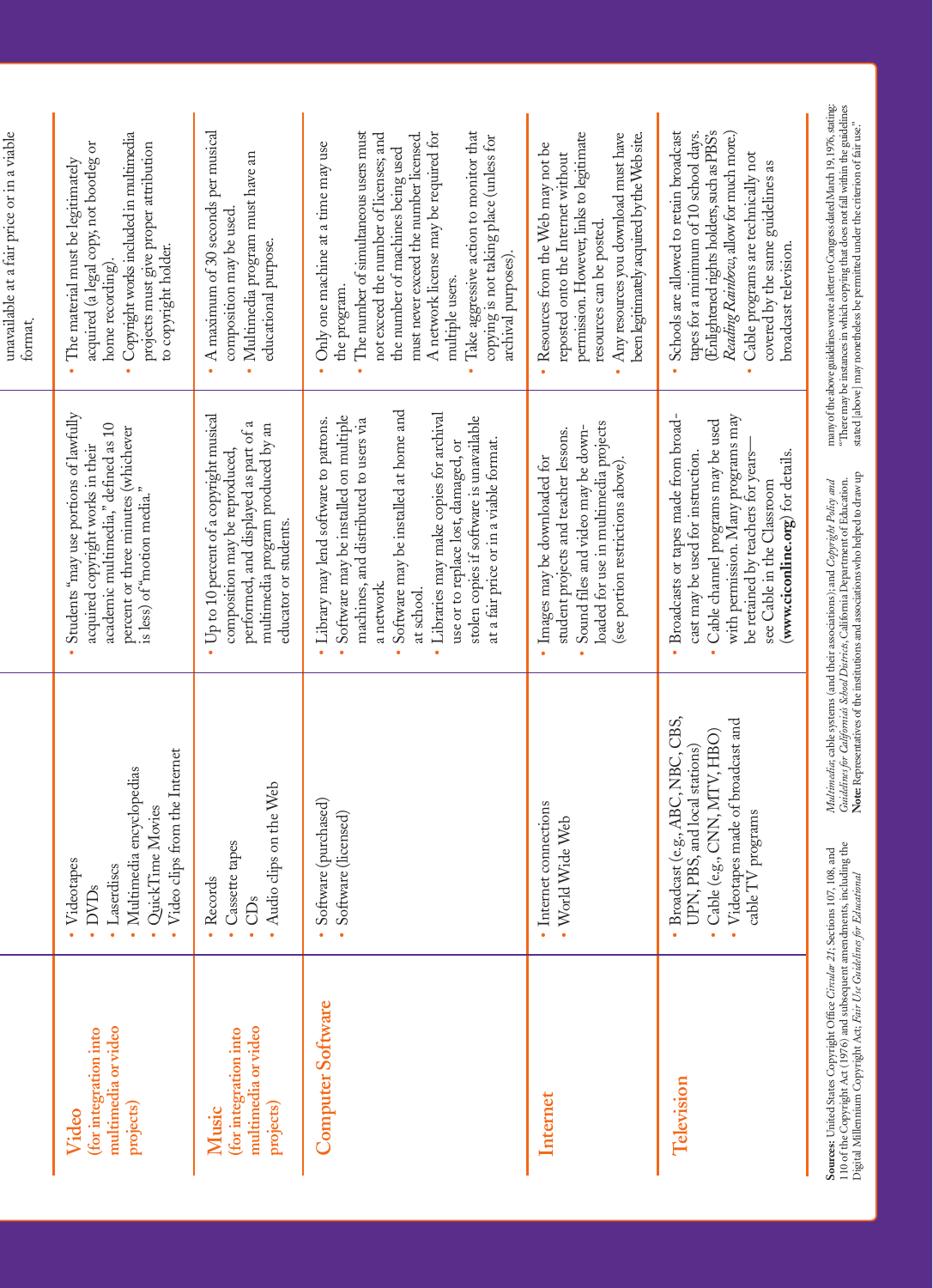| | | | |
|---|---|---|---|
| | | | unavailable at a fair price or in a viable format. |
| **Video** (for integration into multimedia or video projects) | • Videotapes<br>• DVDs<br>• Laserdiscs<br>• Multimedia encyclopedias<br>• QuickTime Movies<br>• Video clips from the Internet | • Students "may use portions of lawfully acquired copyright works in their academic multimedia," defined as 10 percent or three minutes (whichever is less) of "motion media." | • The material must be legitimately acquired (a legal copy, not bootleg or home recording).<br>• Copyright works included in multimedia projects must give proper attribution to copyright holder. |
| **Music** (for integration into multimedia or video projects) | • Records<br>• Cassette tapes<br>• CDs<br>• Audio clips on the Web | • Up to 10 percent of a copyright musical composition may be reproduced, performed, and displayed as part of a multimedia program produced by an educator or students. | • A maximum of 30 seconds per musical composition may be used.<br>• Multimedia program must have an educational purpose. |
| **Computer Software** | • Software (purchased)<br>• Software (licensed) | • Library may lend software to patrons.<br>• Software may be installed on multiple machines, and distributed to users via a network.<br>• Software may be installed at home and at school.<br>• Libraries may make copies for archival use or to replace lost, damaged, or stolen copies if software is unavailable at a fair price or in a viable format. | • Only one machine at a time may use the program.<br>• The number of simultaneous users must not exceed the number of licenses; and the number of machines being used must never exceed the number licensed. A network license may be required for multiple users.<br>• Take aggressive action to monitor that copying is not taking place (unless for archival purposes). |
| **Internet** | • Internet connections<br>• World Wide Web | • Images may be downloaded for student projects and teacher lessons.<br>• Sound files and video may be downloaded for use in multimedia projects (see portion restrictions above). | • Resources from the Web may not be reposted onto the Internet without permission. However, links to legitimate resources can be posted.<br>• Any resources you download must have been legitimately acquired by the Web site. |
| **Television** | • Broadcast (e.g., ABC, NBC, CBS, UPN, PBS, and local stations)<br>• Cable (e.g., CNN, MTV, HBO)<br>• Videotapes made of broadcast and cable TV programs | • Broadcasts or tapes made from broadcast may be used for instruction.<br>• Cable channel programs may be used with permission. Many programs may be retained by teachers for years—see Cable in the Classroom (**www.ciconline.org**) for details. | • Schools are allowed to retain broadcast tapes for a minimum of 10 school days. (Enlightened rights holders, such as PBS's *Reading Rainbow*, allow for much more.)<br>• Cable programs are technically not covered by the same guidelines as broadcast television. |

**Sources:** United States Copyright Office *Circular 21*; Sections 107, 108, and 110 of the Copyright Act (1976) and subsequent amendments, including the Digital Millennium Copyright Act; *Fair Use Guidelines for Educational Multimedia*; cable systems (and their associations); and *Copyright Policy and Guidelines for California's School Districts*, California Department of Education. **Note:** Representatives of the institutions and associations who helped to draw up many of the above guidelines wrote a letter to Congress dated March 19, 1976, stating: "There may be instances in which copying that does not fall within the guidelines stated [above] may nonetheless be permitted under the criterion of fair use."